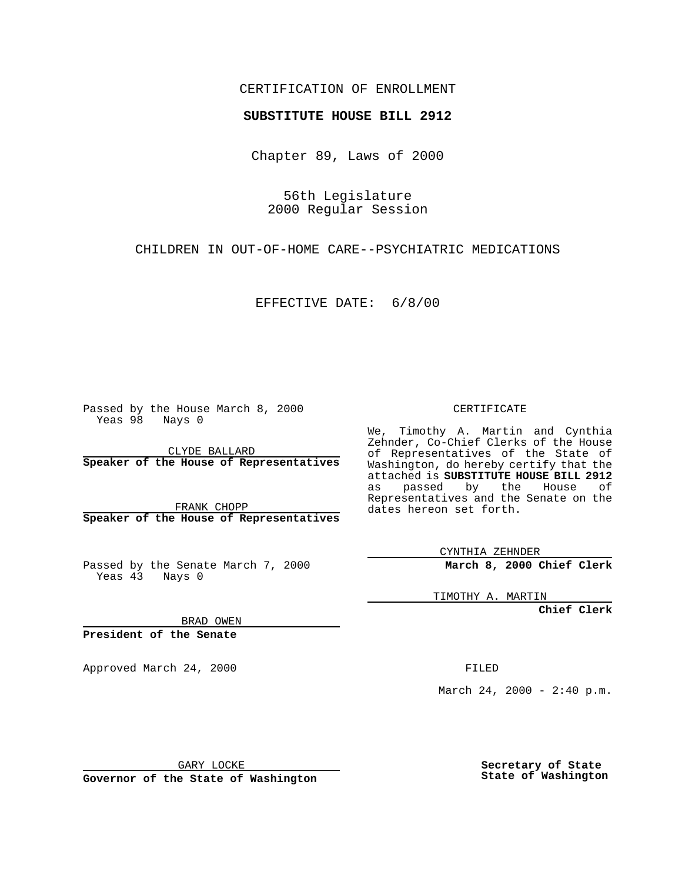CERTIFICATION OF ENROLLMENT

**SUBSTITUTE HOUSE BILL 2912**

Chapter 89, Laws of 2000

56th Legislature
2000 Regular Session

CHILDREN IN OUT-OF-HOME CARE--PSYCHIATRIC MEDICATIONS

EFFECTIVE DATE: 6/8/00

Passed by the House March 8, 2000
Yeas 98 Nays 0

CLYDE BALLARD
**Speaker of the House of Representatives**

FRANK CHOPP
**Speaker of the House of Representatives**

Passed by the Senate March 7, 2000
Yeas 43 Nays 0

BRAD OWEN
**President of the Senate**

Approved March 24, 2000

GARY LOCKE
**Governor of the State of Washington**

CERTIFICATE

We, Timothy A. Martin and Cynthia Zehnder, Co-Chief Clerks of the House of Representatives of the State of Washington, do hereby certify that the attached is **SUBSTITUTE HOUSE BILL 2912** as passed by the House of Representatives and the Senate on the dates hereon set forth.

CYNTHIA ZEHNDER
**March 8, 2000 Chief Clerk**

TIMOTHY A. MARTIN
**Chief Clerk**

FILED

March 24, 2000 - 2:40 p.m.

**Secretary of State
State of Washington**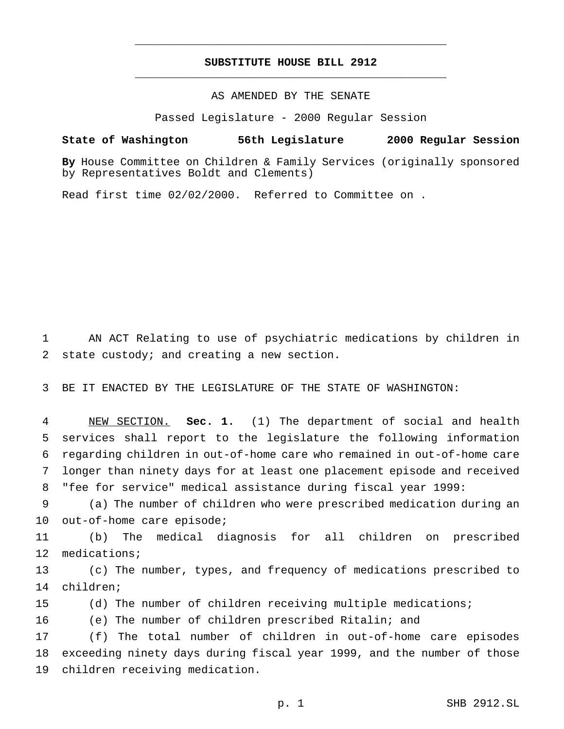**SUBSTITUTE HOUSE BILL 2912**

AS AMENDED BY THE SENATE

Passed Legislature - 2000 Regular Session

**State of Washington 56th Legislature 2000 Regular Session**

**By** House Committee on Children & Family Services (originally sponsored by Representatives Boldt and Clements)

Read first time 02/02/2000. Referred to Committee on .

AN ACT Relating to use of psychiatric medications by children in state custody; and creating a new section.

BE IT ENACTED BY THE LEGISLATURE OF THE STATE OF WASHINGTON:

NEW SECTION. **Sec. 1.** (1) The department of social and health services shall report to the legislature the following information regarding children in out-of-home care who remained in out-of-home care longer than ninety days for at least one placement episode and received "fee for service" medical assistance during fiscal year 1999:

(a) The number of children who were prescribed medication during an out-of-home care episode;

(b) The medical diagnosis for all children on prescribed medications;

(c) The number, types, and frequency of medications prescribed to children;

(d) The number of children receiving multiple medications;

(e) The number of children prescribed Ritalin; and

(f) The total number of children in out-of-home care episodes exceeding ninety days during fiscal year 1999, and the number of those children receiving medication.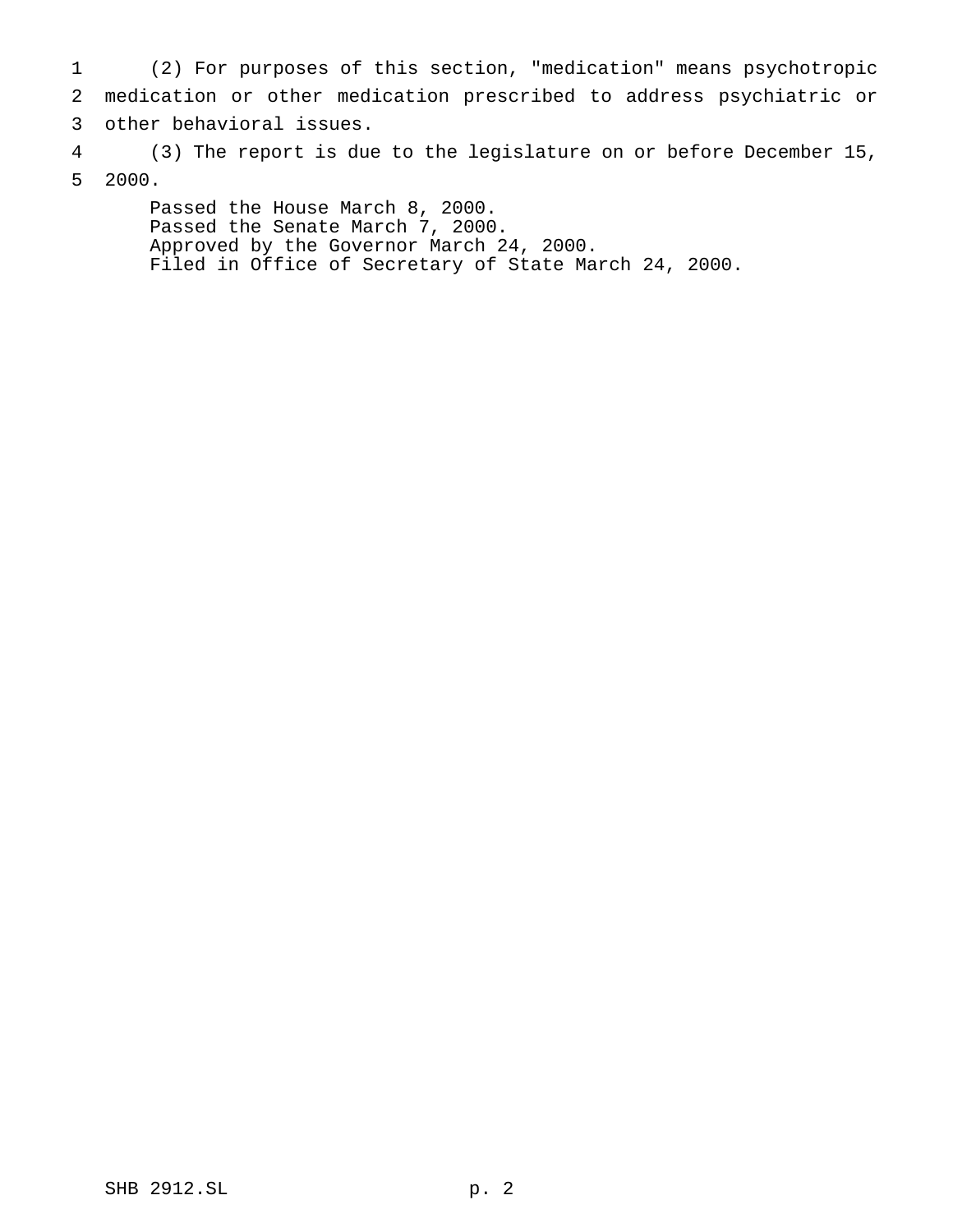(2) For purposes of this section, "medication" means psychotropic medication or other medication prescribed to address psychiatric or other behavioral issues.

(3) The report is due to the legislature on or before December 15, 2000.

Passed the House March 8, 2000.
Passed the Senate March 7, 2000.
Approved by the Governor March 24, 2000.
Filed in Office of Secretary of State March 24, 2000.